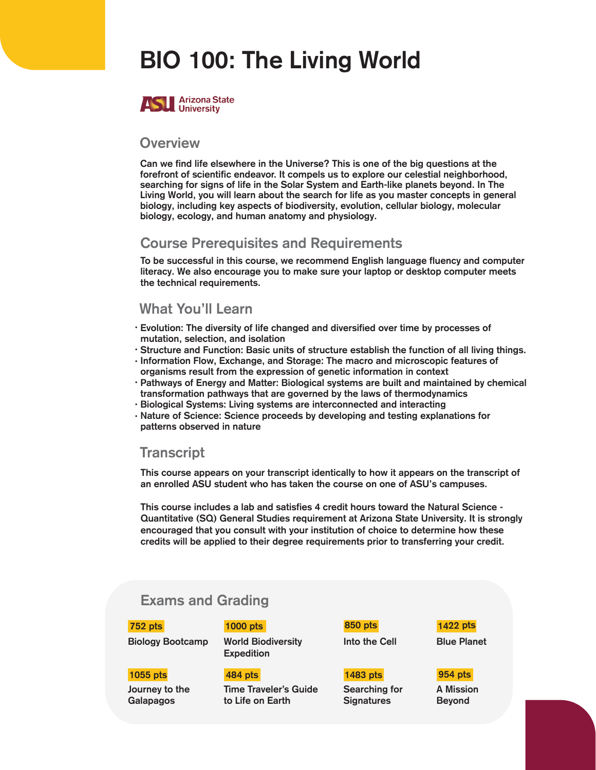# BIO 100: The Living World

Arizona State University

## Overview

Can we find life elsewhere in the Universe? This is one of the big questions at the forefront of scientific endeavor. It compels us to explore our celestial neighborhood, searching for signs of life in the Solar System and Earth-like planets beyond. In The Living World, you will learn about the search for life as you master concepts in general biology, including key aspects of biodiversity, evolution, cellular biology, molecular biology, ecology, and human anatomy and physiology.

## Course Prerequisites and Requirements

To be successful in this course, we recommend English language fluency and computer literacy. We also encourage you to make sure your laptop or desktop computer meets the technical requirements.

## What You'll Learn

- Evolution: The diversity of life changed and diversified over time by processes of mutation, selection, and isolation
- Structure and Function: Basic units of structure establish the function of all living things.
- Information Flow, Exchange, and Storage: The macro and microscopic features of organisms result from the expression of genetic information in context
- Pathways of Energy and Matter: Biological systems are built and maintained by chemical transformation pathways that are governed by the laws of thermodynamics
- Biological Systems: Living systems are interconnected and interacting
- Nature of Science: Science proceeds by developing and testing explanations for patterns observed in nature

## Transcript

This course appears on your transcript identically to how it appears on the transcript of an enrolled ASU student who has taken the course on one of ASU's campuses.

This course includes a lab and satisfies 4 credit hours toward the Natural Science - Quantitative (SQ) General Studies requirement at Arizona State University. It is strongly encouraged that you consult with your institution of choice to determine how these credits will be applied to their degree requirements prior to transferring your credit.

## Exams and Grading

| Points | Assignment |
| --- | --- |
| 752 pts | Biology Bootcamp |
| 1000 pts | World Biodiversity Expedition |
| 850 pts | Into the Cell |
| 1422 pts | Blue Planet |
| 1055 pts | Journey to the Galapagos |
| 484 pts | Time Traveler's Guide to Life on Earth |
| 1483 pts | Searching for Signatures |
| 954 pts | A Mission Beyond |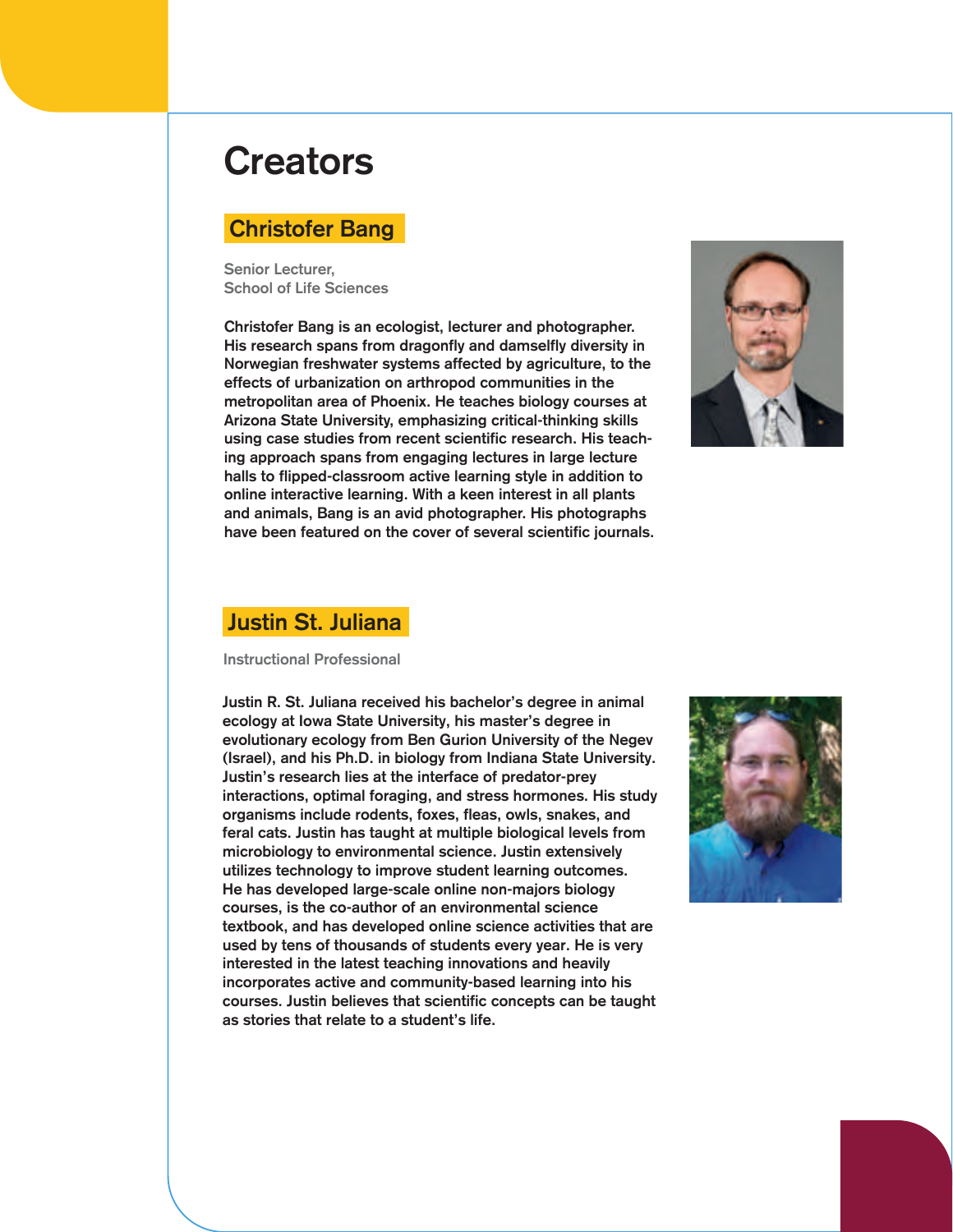# Creators

## Christofer Bang

Senior Lecturer,
School of Life Sciences

**Christofer Bang is an ecologist, lecturer and photographer. His research spans from dragonfly and damselfly diversity in Norwegian freshwater systems affected by agriculture, to the effects of urbanization on arthropod communities in the metropolitan area of Phoenix. He teaches biology courses at Arizona State University, emphasizing critical-thinking skills using case studies from recent scientific research. His teaching approach spans from engaging lectures in large lecture halls to flipped-classroom active learning style in addition to online interactive learning. With a keen interest in all plants and animals, Bang is an avid photographer. His photographs have been featured on the cover of several scientific journals.**

## Justin St. Juliana

Instructional Professional

**Justin R. St. Juliana received his bachelor's degree in animal ecology at Iowa State University, his master's degree in evolutionary ecology from Ben Gurion University of the Negev (Israel), and his Ph.D. in biology from Indiana State University. Justin's research lies at the interface of predator-prey interactions, optimal foraging, and stress hormones. His study organisms include rodents, foxes, fleas, owls, snakes, and feral cats. Justin has taught at multiple biological levels from microbiology to environmental science. Justin extensively utilizes technology to improve student learning outcomes. He has developed large-scale online non-majors biology courses, is the co-author of an environmental science textbook, and has developed online science activities that are used by tens of thousands of students every year. He is very interested in the latest teaching innovations and heavily incorporates active and community-based learning into his courses. Justin believes that scientific concepts can be taught as stories that relate to a student's life.**